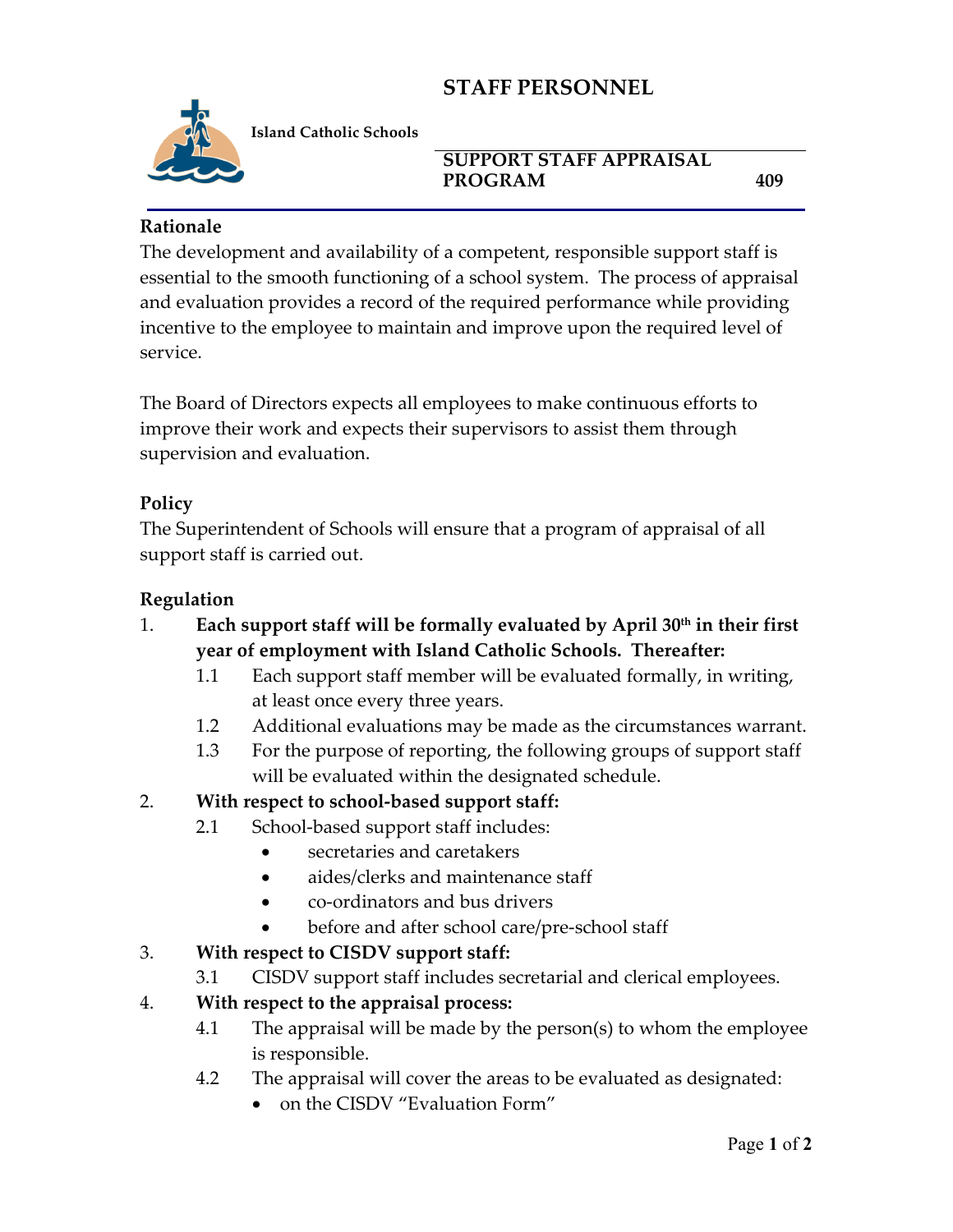# STAFF PERSONNEL

**Island Catholic Schools**

## SUPPORT STAFF APPRAISAL PROGRAM 409

### Rationale

The development and availability of a competent, responsible support staff is essential to the smooth functioning of a school system. The process of appraisal and evaluation provides a record of the required performance while providing incentive to the employee to maintain and improve upon the required level of service.

The Board of Directors expects all employees to make continuous efforts to improve their work and expects their supervisors to assist them through supervision and evaluation.

### Policy

The Superintendent of Schools will ensure that a program of appraisal of all support staff is carried out.

### Regulation

1. **Each support staff will be formally evaluated by April 30th in their first year of employment with Island Catholic Schools. Thereafter:**
   - 1.1 Each support staff member will be evaluated formally, in writing, at least once every three years.
   - 1.2 Additional evaluations may be made as the circumstances warrant.
   - 1.3 For the purpose of reporting, the following groups of support staff will be evaluated within the designated schedule.
2. **With respect to school-based support staff:**
   - 2.1 School-based support staff includes:
     - secretaries and caretakers
     - aides/clerks and maintenance staff
     - co-ordinators and bus drivers
     - before and after school care/pre-school staff
3. **With respect to CISDV support staff:**
   - 3.1 CISDV support staff includes secretarial and clerical employees.
4. **With respect to the appraisal process:**
   - 4.1 The appraisal will be made by the person(s) to whom the employee is responsible.
   - 4.2 The appraisal will cover the areas to be evaluated as designated:
     - on the CISDV "Evaluation Form"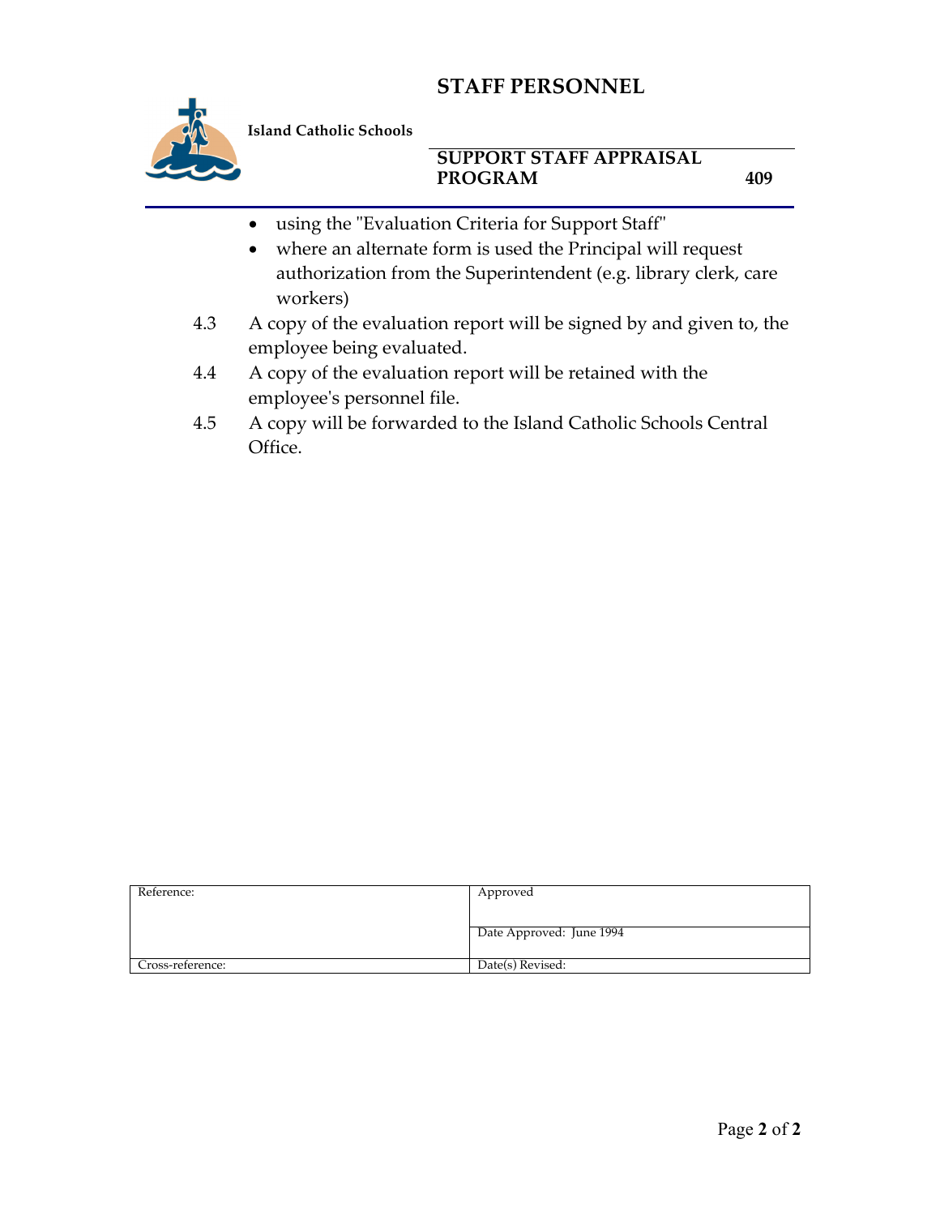- using the "Evaluation Criteria for Support Staff"
- where an alternate form is used the Principal will request authorization from the Superintendent (e.g. library clerk, care workers)

4.3 A copy of the evaluation report will be signed by and given to, the employee being evaluated.

4.4 A copy of the evaluation report will be retained with the employee's personnel file.

4.5 A copy will be forwarded to the Island Catholic Schools Central Office.

| | |
|---|---|
| Reference: | Approved<br><br>Date Approved: June 1994 |
| Cross-reference: | Date(s) Revised: |